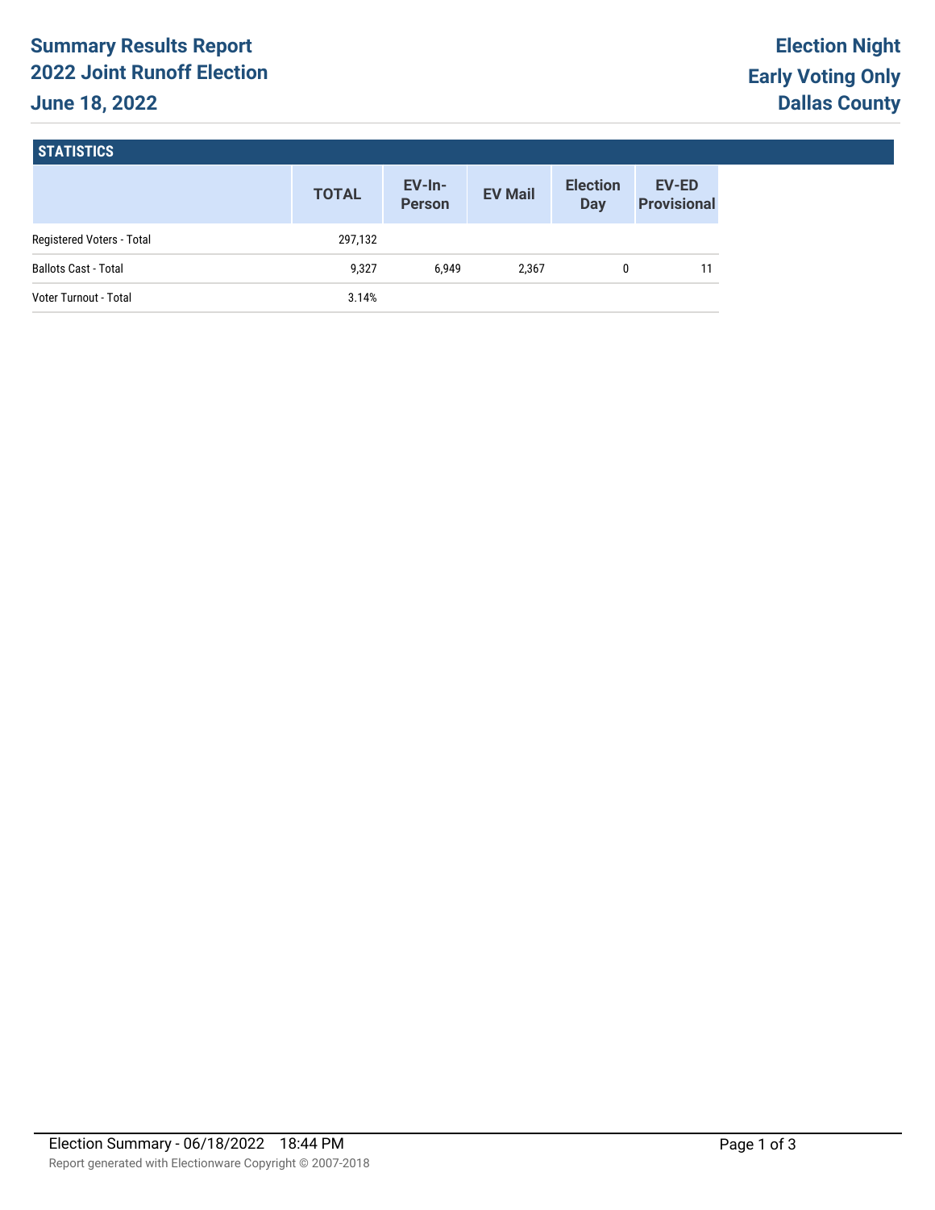# Summary Results Report
## 2022 Joint Runoff Election
## June 18, 2022

**Election Night**
**Early Voting Only**
**Dallas County**

### STATISTICS

| | TOTAL | EV-In-Person | EV Mail | Election Day | EV-ED Provisional |
|---|---|---|---|---|---|
| Registered Voters - Total | 297,132 | | | | |
| Ballots Cast - Total | 9,327 | 6,949 | 2,367 | 0 | 11 |
| Voter Turnout - Total | 3.14% | | | | |

Election Summary - 06/18/2022 18:44 PM

Report generated with Electionware Copyright © 2007-2018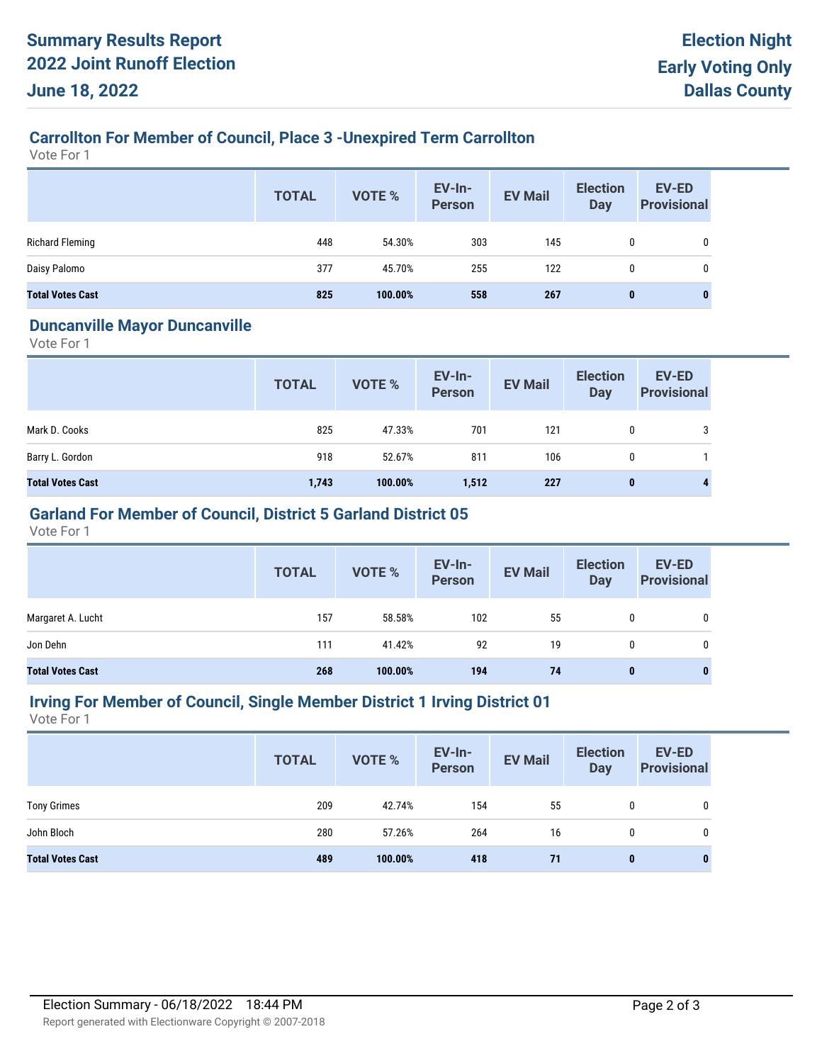# Summary Results Report
# 2022 Joint Runoff Election
# June 18, 2022

**Election Night**
**Early Voting Only**
**Dallas County**

## Carrollton For Member of Council, Place 3 -Unexpired Term Carrollton

Vote For 1

| | TOTAL | VOTE % | EV-In-Person | EV Mail | Election Day | EV-ED Provisional |
|---|---|---|---|---|---|---|
| Richard Fleming | 448 | 54.30% | 303 | 145 | 0 | 0 |
| Daisy Palomo | 377 | 45.70% | 255 | 122 | 0 | 0 |
| **Total Votes Cast** | **825** | **100.00%** | **558** | **267** | **0** | **0** |

## Duncanville Mayor Duncanville

Vote For 1

| | TOTAL | VOTE % | EV-In-Person | EV Mail | Election Day | EV-ED Provisional |
|---|---|---|---|---|---|---|
| Mark D. Cooks | 825 | 47.33% | 701 | 121 | 0 | 3 |
| Barry L. Gordon | 918 | 52.67% | 811 | 106 | 0 | 1 |
| **Total Votes Cast** | **1,743** | **100.00%** | **1,512** | **227** | **0** | **4** |

## Garland For Member of Council, District 5 Garland District 05

Vote For 1

| | TOTAL | VOTE % | EV-In-Person | EV Mail | Election Day | EV-ED Provisional |
|---|---|---|---|---|---|---|
| Margaret A. Lucht | 157 | 58.58% | 102 | 55 | 0 | 0 |
| Jon Dehn | 111 | 41.42% | 92 | 19 | 0 | 0 |
| **Total Votes Cast** | **268** | **100.00%** | **194** | **74** | **0** | **0** |

## Irving For Member of Council, Single Member District 1 Irving District 01

Vote For 1

| | TOTAL | VOTE % | EV-In-Person | EV Mail | Election Day | EV-ED Provisional |
|---|---|---|---|---|---|---|
| Tony Grimes | 209 | 42.74% | 154 | 55 | 0 | 0 |
| John Bloch | 280 | 57.26% | 264 | 16 | 0 | 0 |
| **Total Votes Cast** | **489** | **100.00%** | **418** | **71** | **0** | **0** |

Election Summary - 06/18/2022 18:44 PM

Report generated with Electionware Copyright © 2007-2018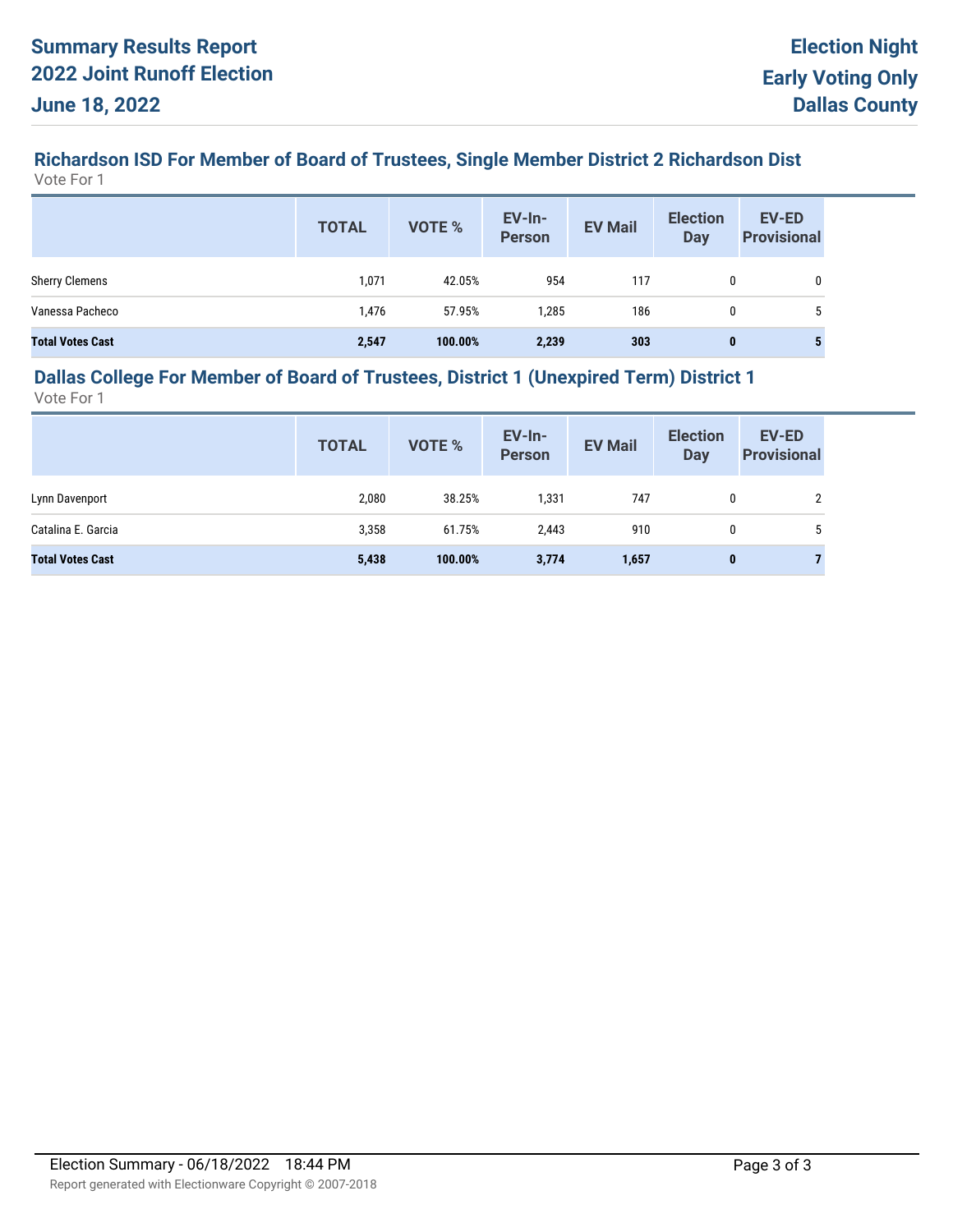# Summary Results Report
# 2022 Joint Runoff Election
# June 18, 2022

**Election Night**
**Early Voting Only**
**Dallas County**

## Richardson ISD For Member of Board of Trustees, Single Member District 2 Richardson Dist

Vote For 1

| | TOTAL | VOTE % | EV-In-Person | EV Mail | Election Day | EV-ED Provisional |
|---|---|---|---|---|---|---|
| Sherry Clemens | 1,071 | 42.05% | 954 | 117 | 0 | 0 |
| Vanessa Pacheco | 1,476 | 57.95% | 1,285 | 186 | 0 | 5 |
| **Total Votes Cast** | **2,547** | **100.00%** | **2,239** | **303** | **0** | **5** |

## Dallas College For Member of Board of Trustees, District 1 (Unexpired Term) District 1

Vote For 1

| | TOTAL | VOTE % | EV-In-Person | EV Mail | Election Day | EV-ED Provisional |
|---|---|---|---|---|---|---|
| Lynn Davenport | 2,080 | 38.25% | 1,331 | 747 | 0 | 2 |
| Catalina E. Garcia | 3,358 | 61.75% | 2,443 | 910 | 0 | 5 |
| **Total Votes Cast** | **5,438** | **100.00%** | **3,774** | **1,657** | **0** | **7** |

Election Summary - 06/18/2022 18:44 PM

Report generated with Electionware Copyright © 2007-2018